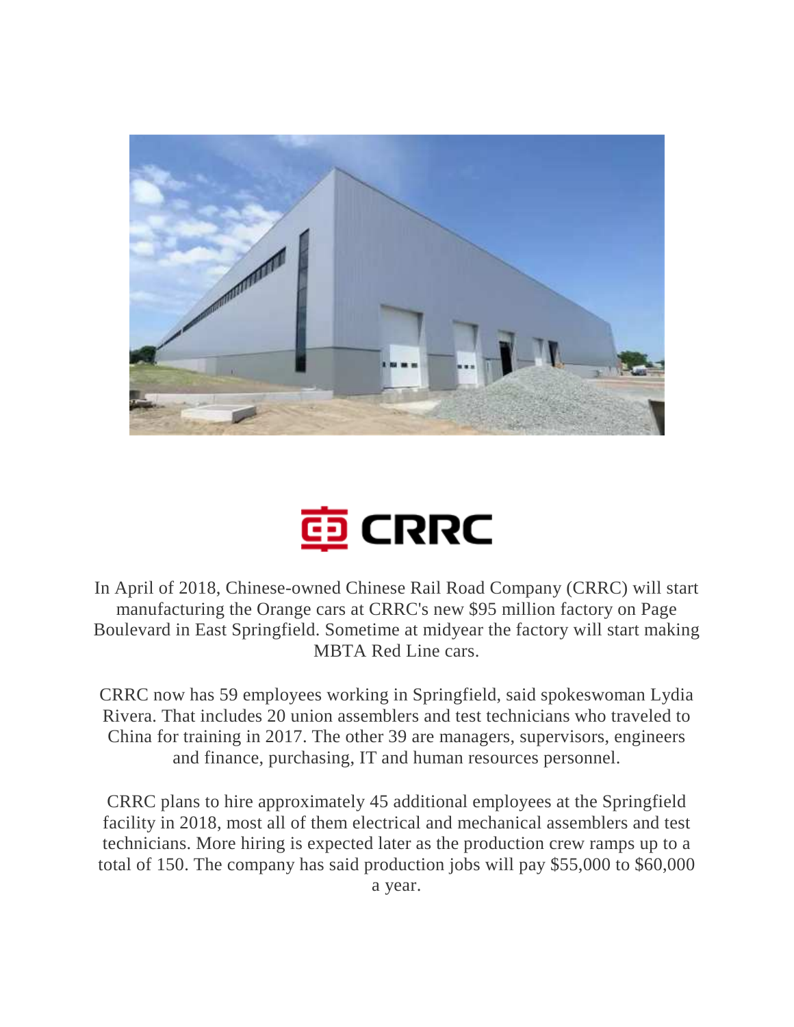In April of 2018, Chinese-owned Chinese Rail Road Company (CRRC) will start manufacturing the Orange cars at CRRC's new $95 million factory on Page Boulevard in East Springfield. Sometime at midyear the factory will start making MBTA Red Line cars.

CRRC now has 59 employees working in Springfield, said spokeswoman Lydia Rivera. That includes 20 union assemblers and test technicians who traveled to China for training in 2017. The other 39 are managers, supervisors, engineers and finance, purchasing, IT and human resources personnel.

CRRC plans to hire approximately 45 additional employees at the Springfield facility in 2018, most all of them electrical and mechanical assemblers and test technicians. More hiring is expected later as the production crew ramps up to a total of 150. The company has said production jobs will pay $55,000 to $60,000 a year.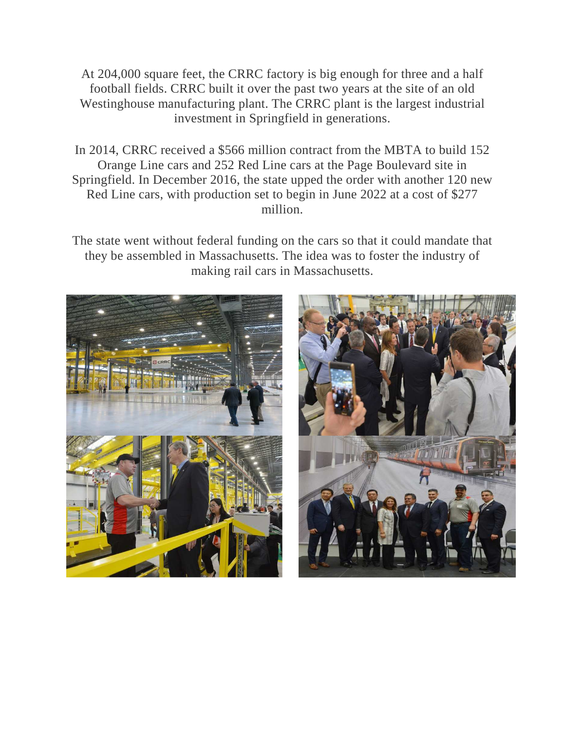At 204,000 square feet, the CRRC factory is big enough for three and a half football fields. CRRC built it over the past two years at the site of an old Westinghouse manufacturing plant. The CRRC plant is the largest industrial investment in Springfield in generations.

In 2014, CRRC received a $566 million contract from the MBTA to build 152 Orange Line cars and 252 Red Line cars at the Page Boulevard site in Springfield. In December 2016, the state upped the order with another 120 new Red Line cars, with production set to begin in June 2022 at a cost of $277 million.

The state went without federal funding on the cars so that it could mandate that they be assembled in Massachusetts. The idea was to foster the industry of making rail cars in Massachusetts.